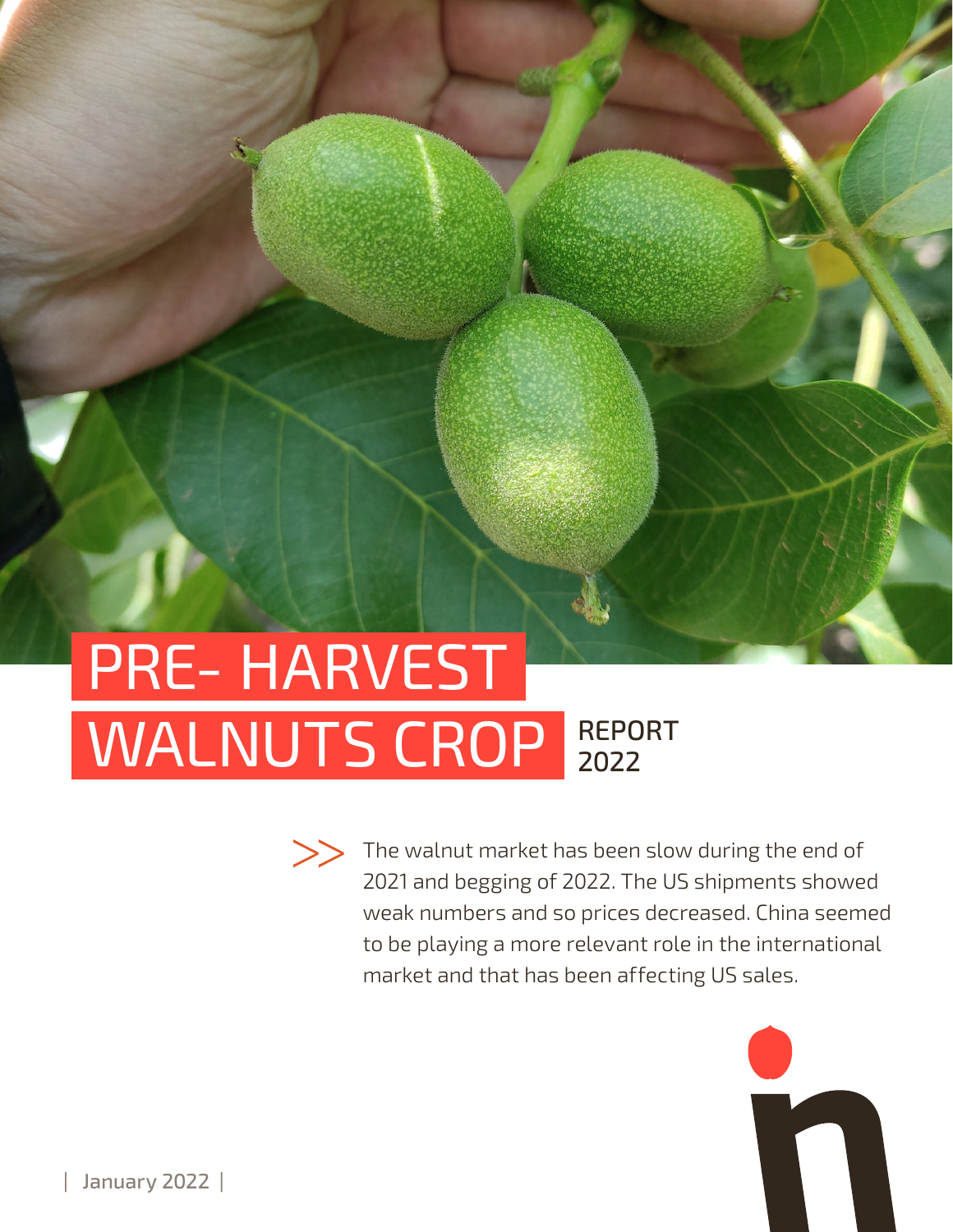# PRE- HARVEST WALNUTS CROP

## REPORT 2022

>> The walnut market has been slow during the end of 2021 and begging of 2022. The US shipments showed weak numbers and so prices decreased. China seemed to be playing a more relevant role in the international market and that has been affecting US sales.

| January 2022 |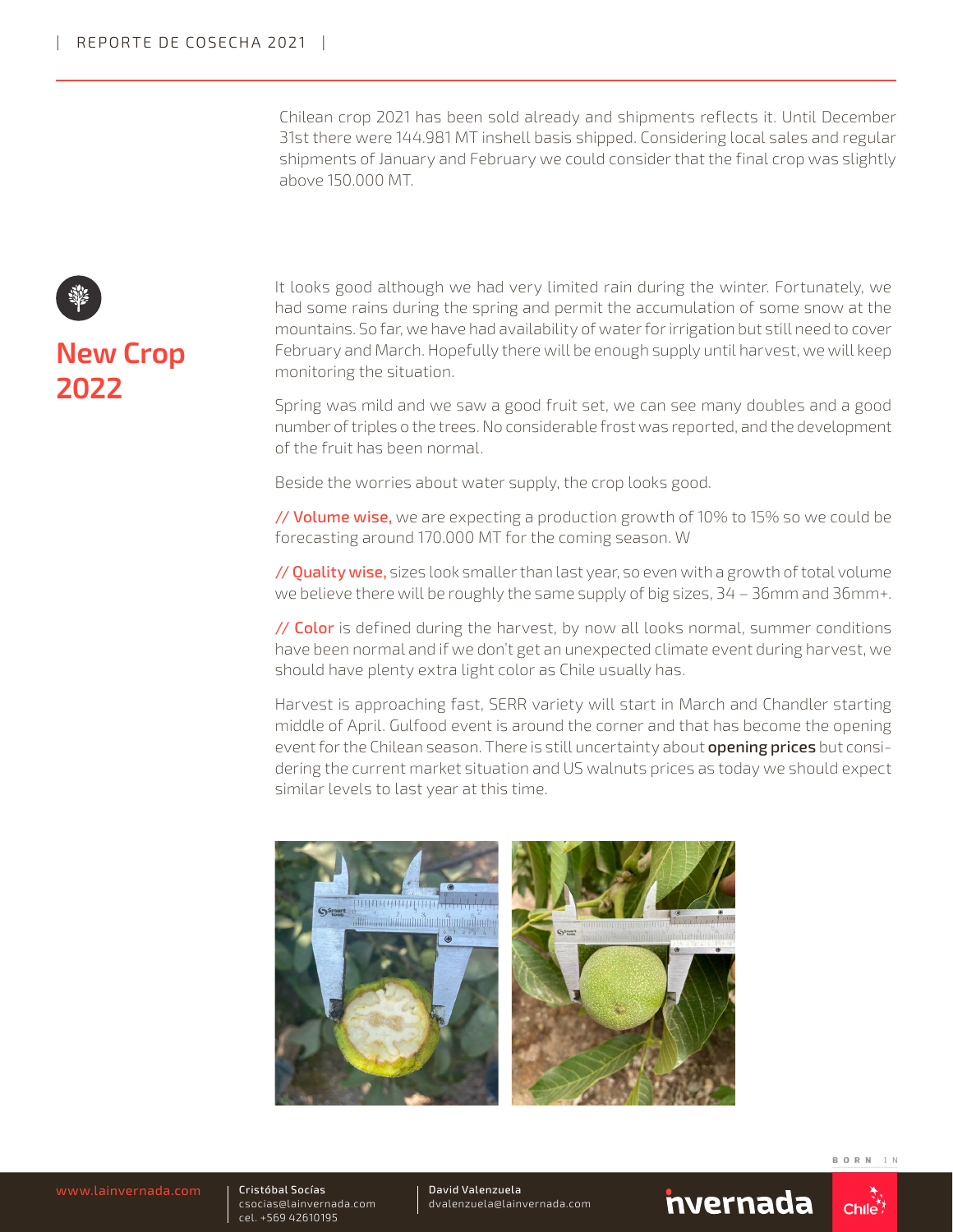Chilean crop 2021 has been sold already and shipments reflects it. Until December 31st there were 144.981 MT inshell basis shipped. Considering local sales and regular shipments of January and February we could consider that the final crop was slightly above 150.000 MT.

## New Crop 2022

It looks good although we had very limited rain during the winter. Fortunately, we had some rains during the spring and permit the accumulation of some snow at the mountains. So far, we have had availability of water for irrigation but still need to cover February and March. Hopefully there will be enough supply until harvest, we will keep monitoring the situation.

Spring was mild and we saw a good fruit set, we can see many doubles and a good number of triples o the trees. No considerable frost was reported, and the development of the fruit has been normal.

Beside the worries about water supply, the crop looks good.

// **Volume wise,** we are expecting a production growth of 10% to 15% so we could be forecasting around 170.000 MT for the coming season. W

// **Quality wise,** sizes look smaller than last year, so even with a growth of total volume we believe there will be roughly the same supply of big sizes, 34 – 36mm and 36mm+.

// **Color** is defined during the harvest, by now all looks normal, summer conditions have been normal and if we don't get an unexpected climate event during harvest, we should have plenty extra light color as Chile usually has.

Harvest is approaching fast, SERR variety will start in March and Chandler starting middle of April. Gulfood event is around the corner and that has become the opening event for the Chilean season. There is still uncertainty about **opening prices** but considering the current market situation and US walnuts prices as today we should expect similar levels to last year at this time.

www.lainvernada.com

Cristóbal Socías
csocias@lainvernada.com
cel. +569 42610195

David Valenzuela
dvalenzuela@lainvernada.com